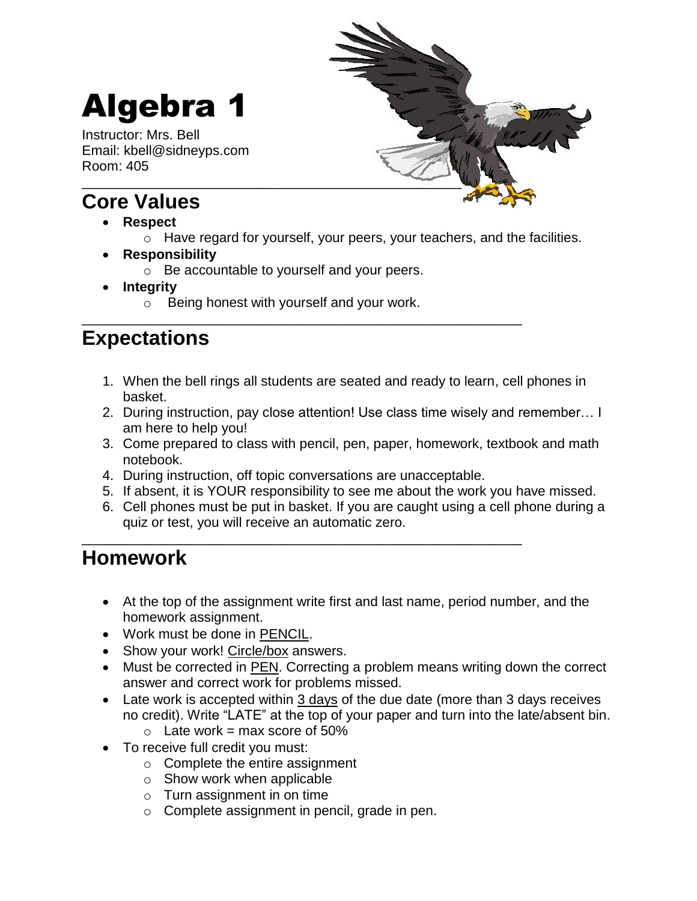# Algebra 1

Instructor: Mrs. Bell
Email: kbell@sidneyps.com
Room: 405

## Core Values

- **Respect**
  - Have regard for yourself, your peers, your teachers, and the facilities.
- **Responsibility**
  - Be accountable to yourself and your peers.
- **Integrity**
  - Being honest with yourself and your work.

## Expectations

1. When the bell rings all students are seated and ready to learn, cell phones in basket.
2. During instruction, pay close attention! Use class time wisely and remember… I am here to help you!
3. Come prepared to class with pencil, pen, paper, homework, textbook and math notebook.
4. During instruction, off topic conversations are unacceptable.
5. If absent, it is YOUR responsibility to see me about the work you have missed.
6. Cell phones must be put in basket. If you are caught using a cell phone during a quiz or test, you will receive an automatic zero.

## Homework

- At the top of the assignment write first and last name, period number, and the homework assignment.
- Work must be done in PENCIL.
- Show your work! Circle/box answers.
- Must be corrected in PEN. Correcting a problem means writing down the correct answer and correct work for problems missed.
- Late work is accepted within 3 days of the due date (more than 3 days receives no credit). Write "LATE" at the top of your paper and turn into the late/absent bin.
  - Late work = max score of 50%
- To receive full credit you must:
  - Complete the entire assignment
  - Show work when applicable
  - Turn assignment in on time
  - Complete assignment in pencil, grade in pen.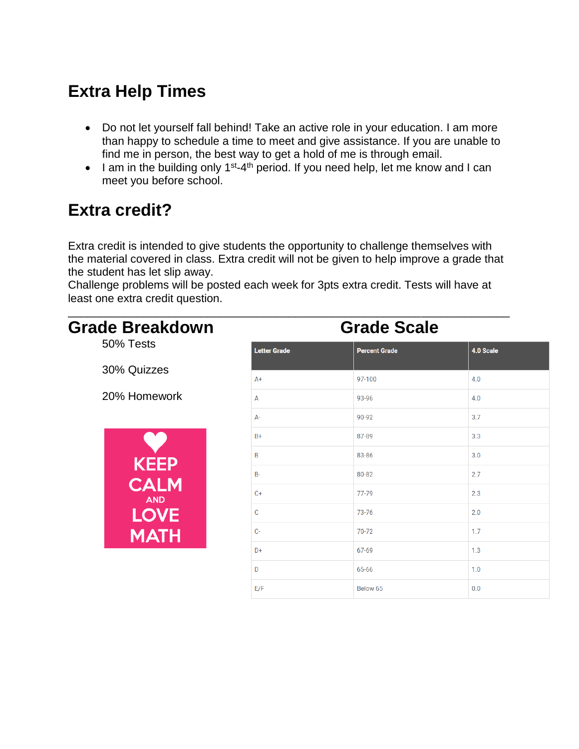## Extra Help Times

- Do not let yourself fall behind! Take an active role in your education. I am more than happy to schedule a time to meet and give assistance. If you are unable to find me in person, the best way to get a hold of me is through email.
- I am in the building only 1st-4th period. If you need help, let me know and I can meet you before school.

## Extra credit?

Extra credit is intended to give students the opportunity to challenge themselves with the material covered in class. Extra credit will not be given to help improve a grade that the student has let slip away.
Challenge problems will be posted each week for 3pts extra credit. Tests will have at least one extra credit question.

---

## Grade Breakdown

50% Tests

30% Quizzes

20% Homework

KEEP CALM AND LOVE MATH

## Grade Scale

| Letter Grade | Percent Grade | 4.0 Scale |
| --- | --- | --- |
| A+ | 97-100 | 4.0 |
| A | 93-96 | 4.0 |
| A- | 90-92 | 3.7 |
| B+ | 87-89 | 3.3 |
| B | 83-86 | 3.0 |
| B- | 80-82 | 2.7 |
| C+ | 77-79 | 2.3 |
| C | 73-76 | 2.0 |
| C- | 70-72 | 1.7 |
| D+ | 67-69 | 1.3 |
| D | 65-66 | 1.0 |
| E/F | Below 65 | 0.0 |